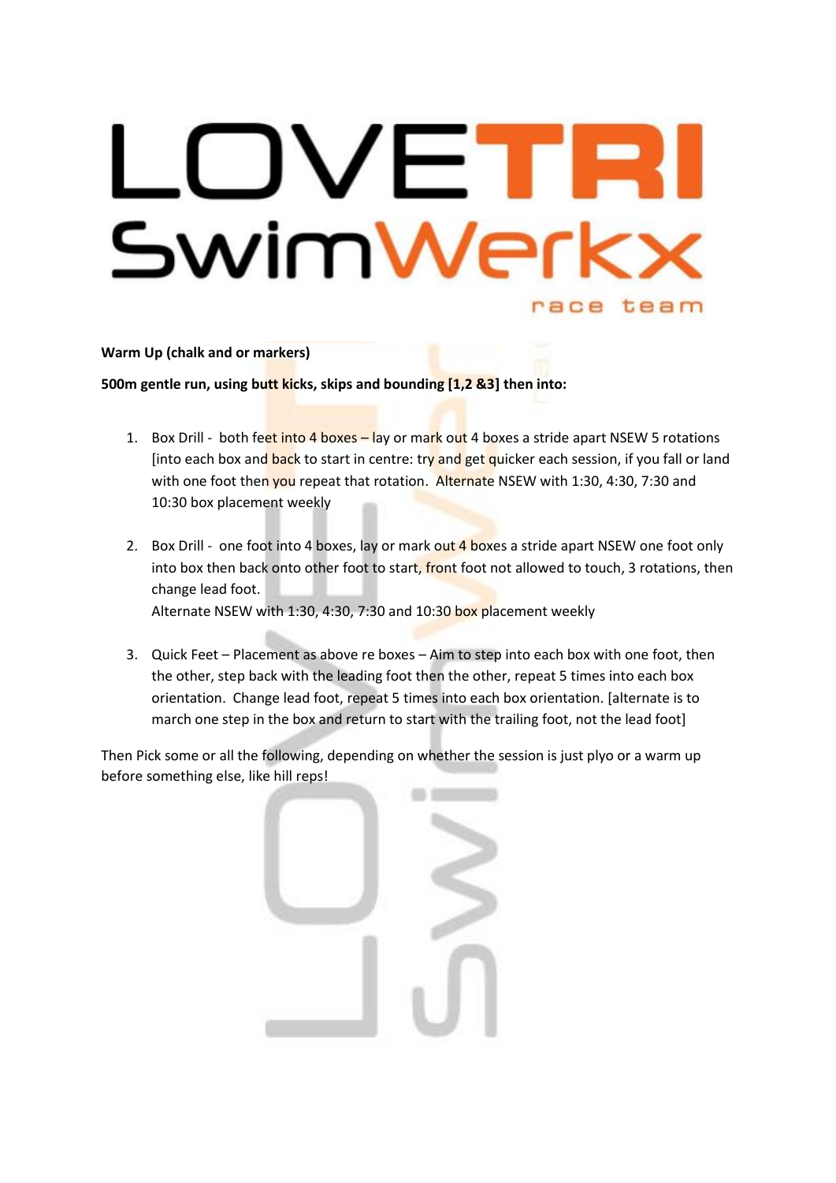# LOVETRI SwimWerkx race team

**Warm Up (chalk and or markers)**

**500m gentle run, using butt kicks, skips and bounding [1,2 &3] then into:**

1. Box Drill - both feet into 4 boxes – lay or mark out 4 boxes a stride apart NSEW 5 rotations [into each box and back to start in centre: try and get quicker each session, if you fall or land with one foot then you repeat that rotation. Alternate NSEW with 1:30, 4:30, 7:30 and 10:30 box placement weekly

2. Box Drill - one foot into 4 boxes, lay or mark out 4 boxes a stride apart NSEW one foot only into box then back onto other foot to start, front foot not allowed to touch, 3 rotations, then change lead foot.
   Alternate NSEW with 1:30, 4:30, 7:30 and 10:30 box placement weekly

3. Quick Feet – Placement as above re boxes – Aim to step into each box with one foot, then the other, step back with the leading foot then the other, repeat 5 times into each box orientation. Change lead foot, repeat 5 times into each box orientation. [alternate is to march one step in the box and return to start with the trailing foot, not the lead foot]

Then Pick some or all the following, depending on whether the session is just plyo or a warm up before something else, like hill reps!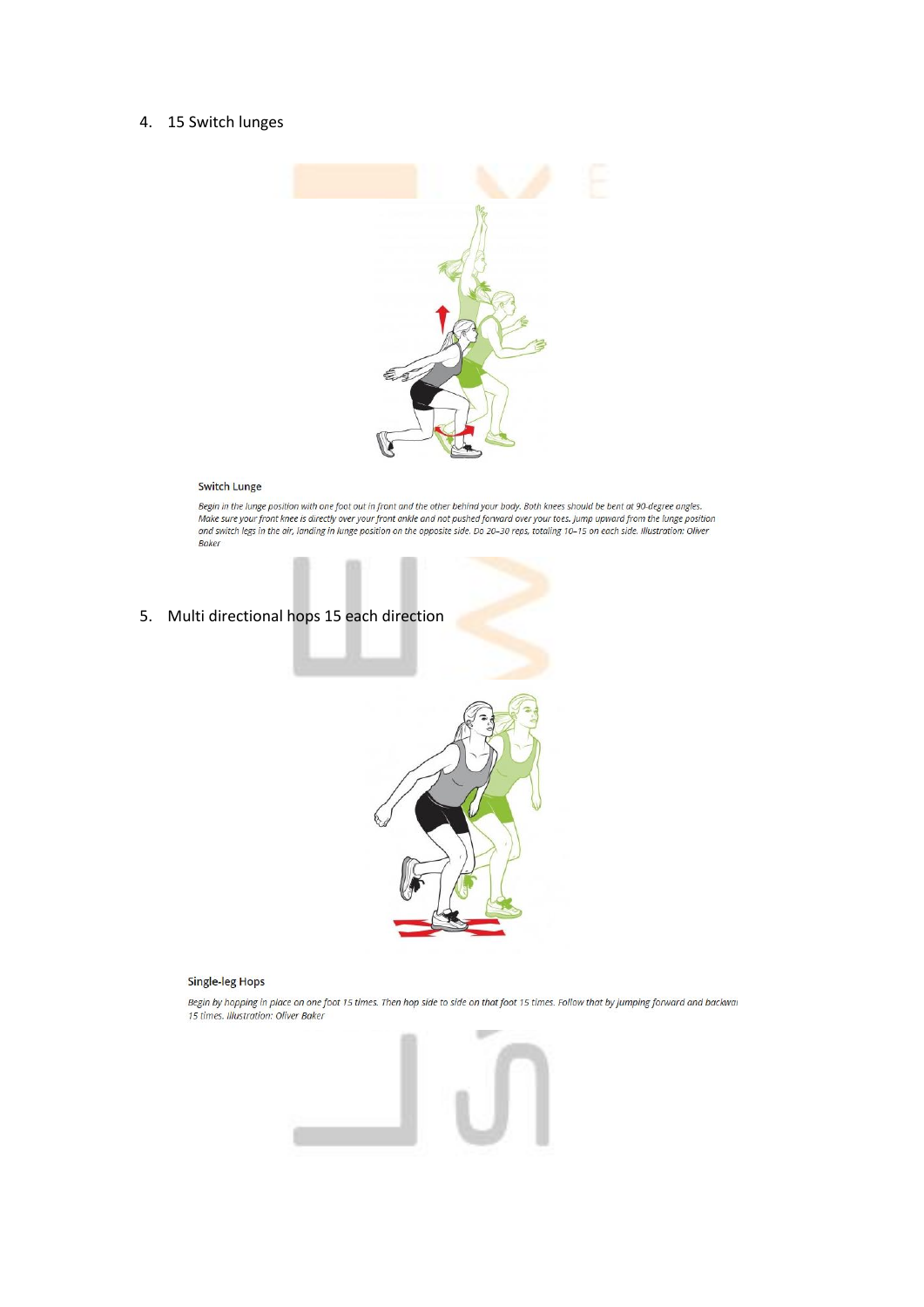4. 15 Switch lunges

Switch Lunge

*Begin in the lunge position with one foot out in front and the other behind your body. Both knees should be bent at 90-degree angles. Make sure your front knee is directly over your front ankle and not pushed forward over your toes. Jump upward from the lunge position and switch legs in the air, landing in lunge position on the opposite side. Do 20–30 reps, totaling 10–15 on each side. Illustration: Oliver Baker*

5. Multi directional hops 15 each direction

Single-leg Hops

*Begin by hopping in place on one foot 15 times. Then hop side to side on that foot 15 times. Follow that by jumping forward and backwa 15 times. Illustration: Oliver Baker*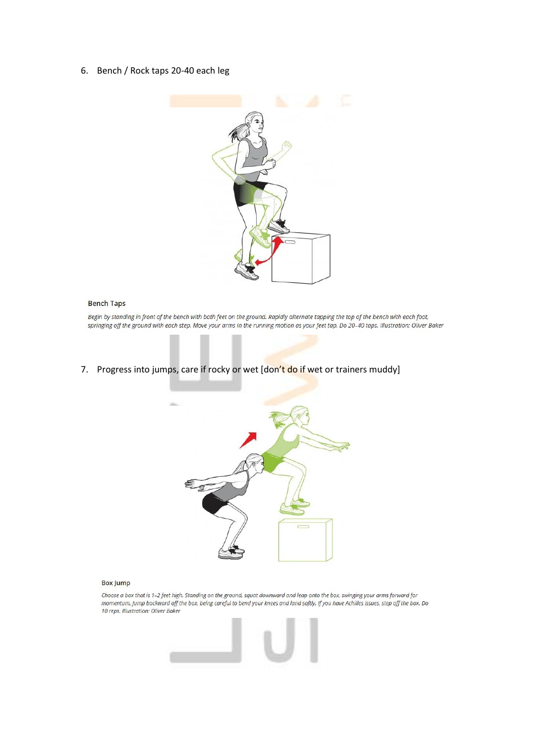6. Bench / Rock taps 20-40 each leg

**Bench Taps**

*Begin by standing in front of the bench with both feet on the ground. Rapidly alternate tapping the top of the bench with each foot, springing off the ground with each step. Move your arms in the running motion as your feet tap. Do 20–40 taps. Illustration: Oliver Baker*

7. Progress into jumps, care if rocky or wet [don't do if wet or trainers muddy]

**Box Jump**

*Choose a box that is 1–2 feet high. Standing on the ground, squat downward and leap onto the box, swinging your arms forward for momentum. Jump backward off the box, being careful to bend your knees and land softly. If you have Achilles issues, step off the box. Do 10 reps. Illustration: Oliver Baker*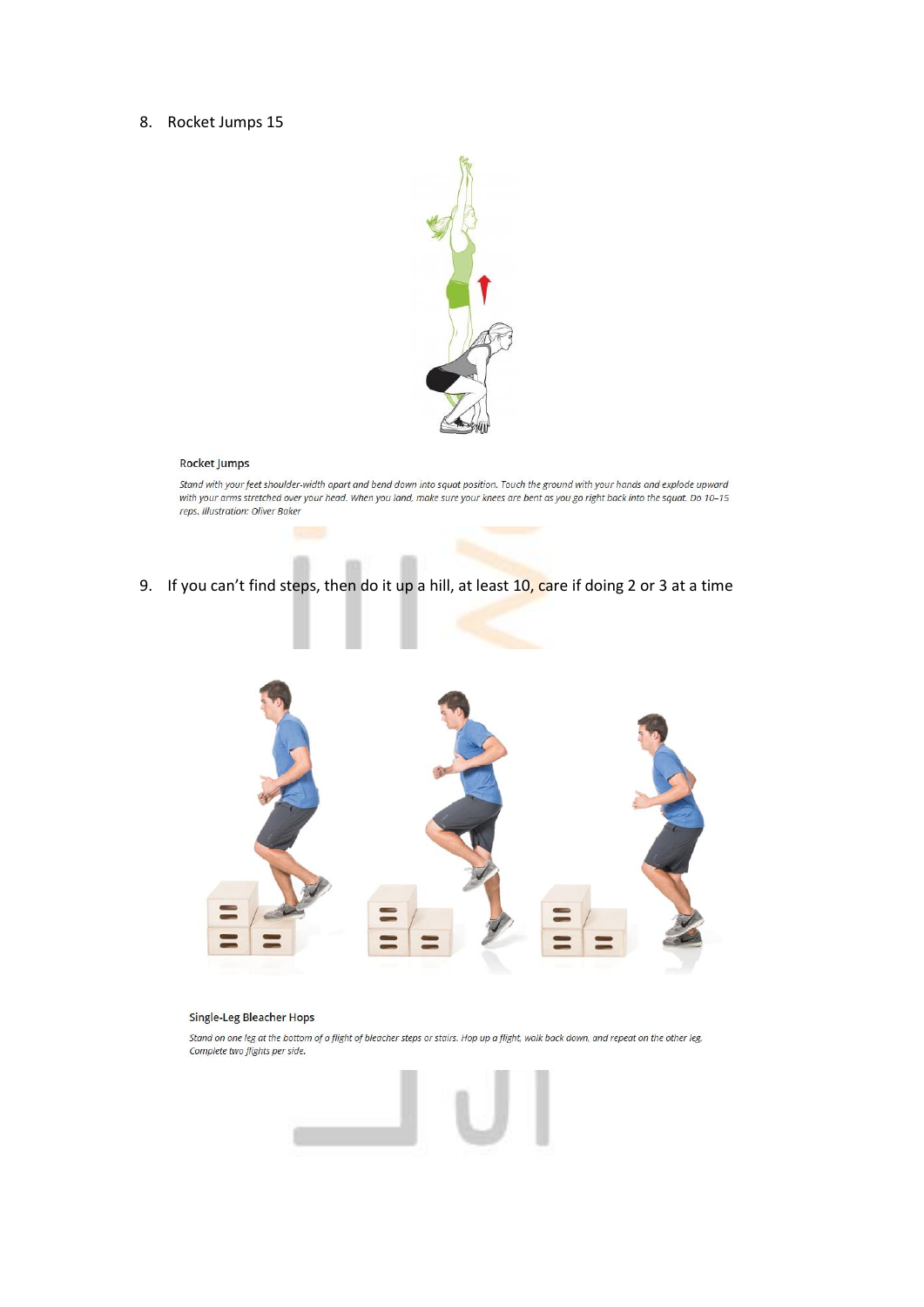8. Rocket Jumps 15

**Rocket Jumps**

*Stand with your feet shoulder-width apart and bend down into squat position. Touch the ground with your hands and explode upward with your arms stretched over your head. When you land, make sure your knees are bent as you go right back into the squat. Do 10–15 reps. Illustration: Oliver Baker*

9. If you can't find steps, then do it up a hill, at least 10, care if doing 2 or 3 at a time

**Single-Leg Bleacher Hops**

*Stand on one leg at the bottom of a flight of bleacher steps or stairs. Hop up a flight, walk back down, and repeat on the other leg. Complete two flights per side.*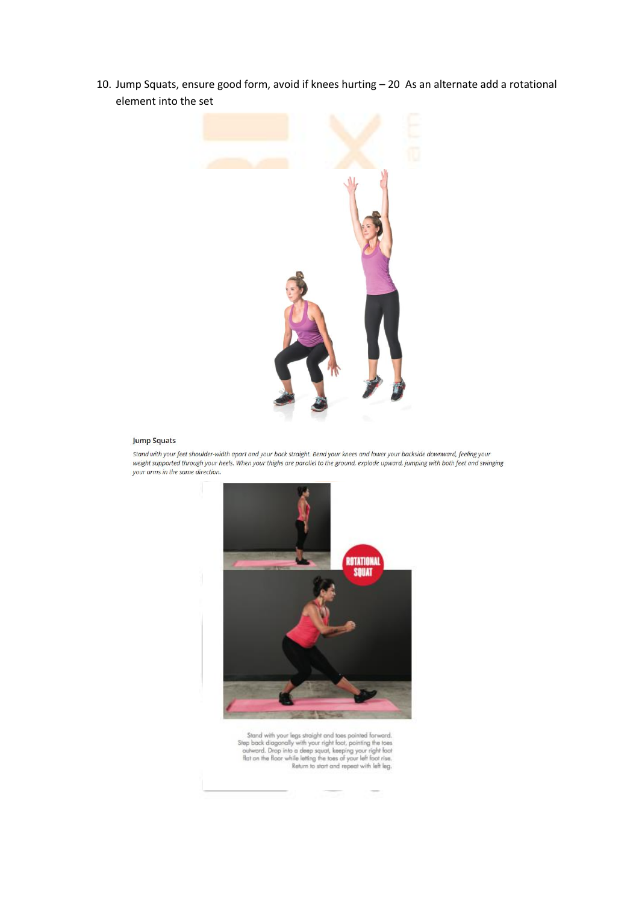10. Jump Squats, ensure good form, avoid if knees hurting – 20 As an alternate add a rotational element into the set

**Jump Squats**

*Stand with your feet shoulder-width apart and your back straight. Bend your knees and lower your backside downward, feeling your weight supported through your heels. When your thighs are parallel to the ground, explode upward, jumping with both feet and swinging your arms in the same direction.*

**ROTATIONAL SQUAT**

Stand with your legs straight and toes pointed forward. Step back diagonally with your right foot, pointing the toes outward. Drop into a deep squat, keeping your right foot flat on the floor while letting the toes of your left foot rise. Return to start and repeat with left leg.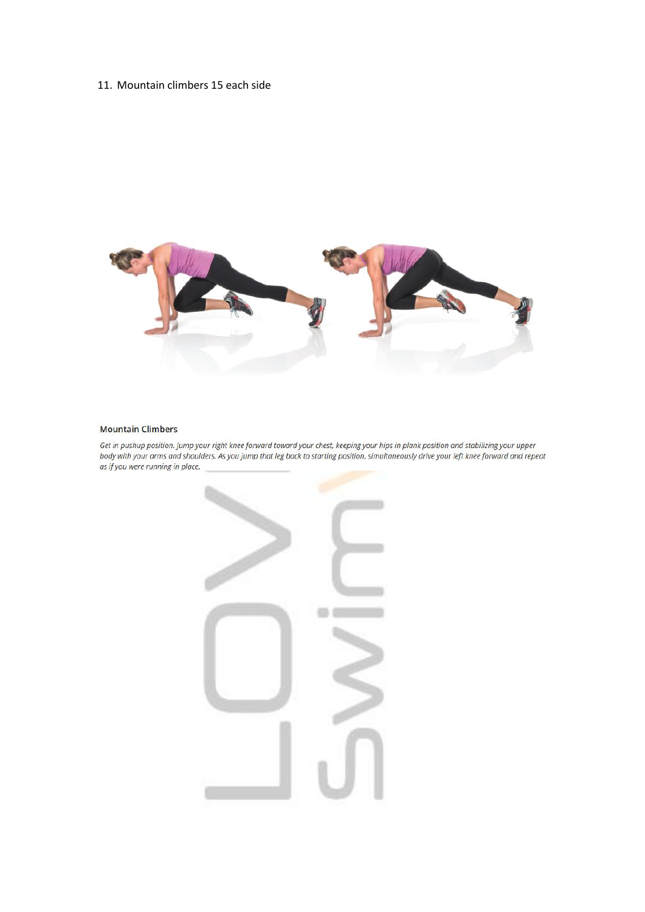11. Mountain climbers 15 each side

**Mountain Climbers**

*Get in pushup position. Jump your right knee forward toward your chest, keeping your hips in plank position and stabilizing your upper body with your arms and shoulders. As you jump that leg back to starting position, simultaneously drive your left knee forward and repeat as if you were running in place.*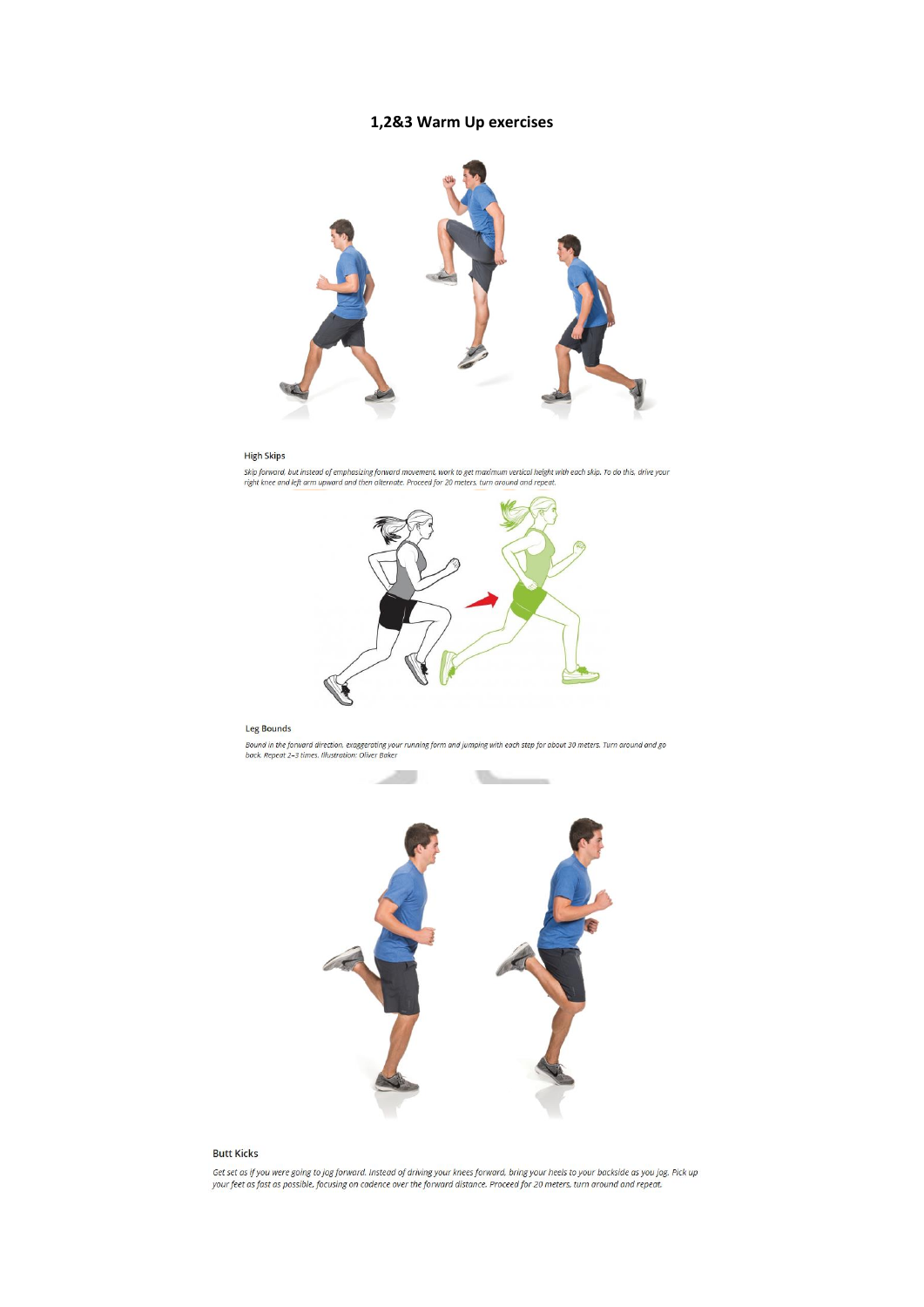# 1,2&3 Warm Up exercises

### High Skips

*Skip forward, but instead of emphasizing forward movement, work to get maximum vertical height with each skip. To do this, drive your right knee and left arm upward and then alternate. Proceed for 20 meters, turn around and repeat.*

### Leg Bounds

*Bound in the forward direction, exaggerating your running form and jumping with each step for about 30 meters. Turn around and go back. Repeat 2–3 times. Illustration: Oliver Baker*

### Butt Kicks

*Get set as if you were going to jog forward. Instead of driving your knees forward, bring your heels to your backside as you jog. Pick up your feet as fast as possible, focusing on cadence over the forward distance. Proceed for 20 meters, turn around and repeat.*